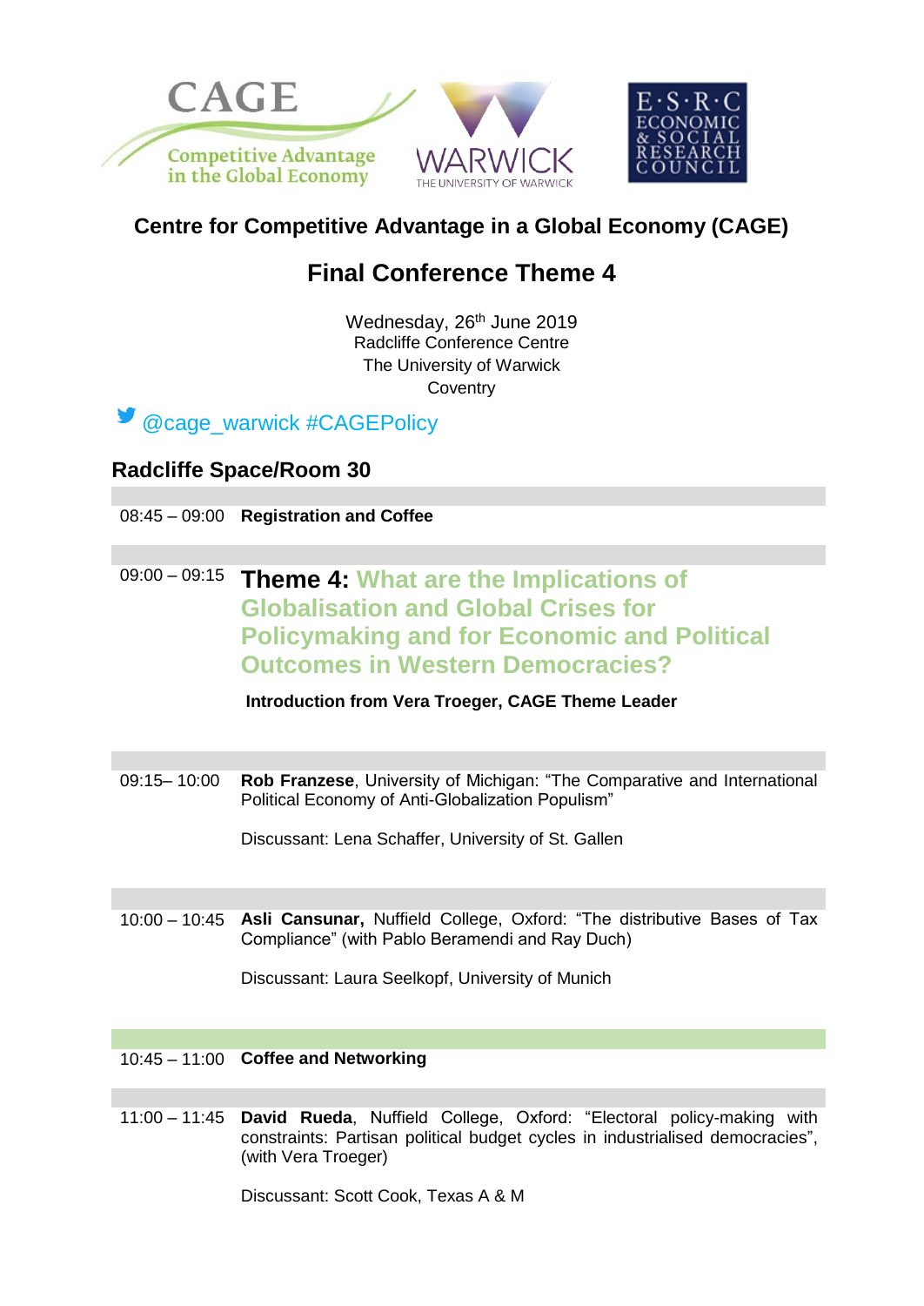## Centre for Competitive Advantage in a Global Economy (CAGE)

# Final Conference Theme 4

Wednesday, 26th June 2019
Radcliffe Conference Centre
The University of Warwick
Coventry

@cage_warwick #CAGEPolicy

### Radcliffe Space/Room 30

08:45 – 09:00 **Registration and Coffee**

09:00 – 09:15 **Theme 4: What are the Implications of Globalisation and Global Crises for Policymaking and for Economic and Political Outcomes in Western Democracies?**

**Introduction from Vera Troeger, CAGE Theme Leader**

09:15– 10:00 **Rob Franzese**, University of Michigan: "The Comparative and International Political Economy of Anti-Globalization Populism"

Discussant: Lena Schaffer, University of St. Gallen

10:00 – 10:45 **Asli Cansunar,** Nuffield College, Oxford: "The distributive Bases of Tax Compliance" (with Pablo Beramendi and Ray Duch)

Discussant: Laura Seelkopf, University of Munich

10:45 – 11:00 **Coffee and Networking**

11:00 – 11:45 **David Rueda**, Nuffield College, Oxford: "Electoral policy-making with constraints: Partisan political budget cycles in industrialised democracies", (with Vera Troeger)

Discussant: Scott Cook, Texas A & M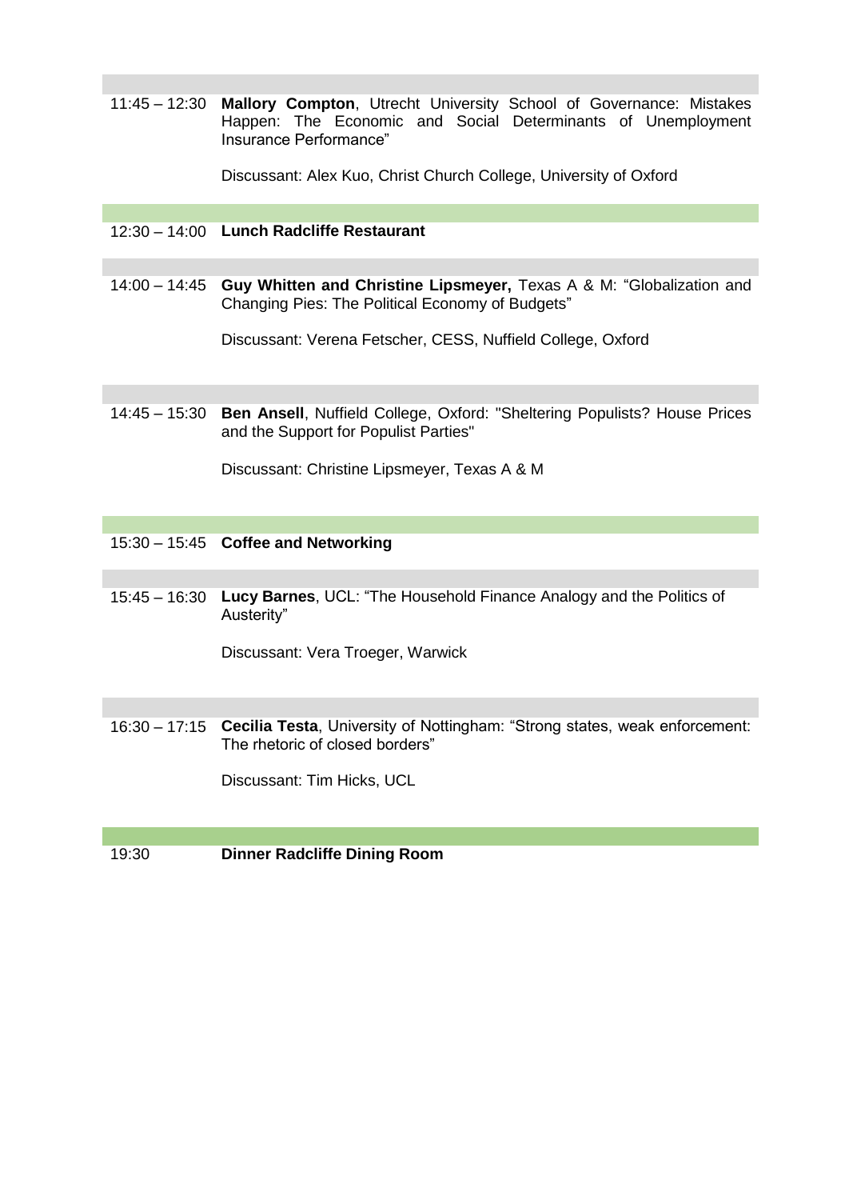11:45 – 12:30 **Mallory Compton**, Utrecht University School of Governance: Mistakes Happen: The Economic and Social Determinants of Unemployment Insurance Performance"

Discussant: Alex Kuo, Christ Church College, University of Oxford

12:30 – 14:00 **Lunch Radcliffe Restaurant**

14:00 – 14:45 **Guy Whitten and Christine Lipsmeyer,** Texas A & M: "Globalization and Changing Pies: The Political Economy of Budgets"

Discussant: Verena Fetscher, CESS, Nuffield College, Oxford

14:45 – 15:30 **Ben Ansell**, Nuffield College, Oxford: "Sheltering Populists? House Prices and the Support for Populist Parties"

Discussant: Christine Lipsmeyer, Texas A & M

15:30 – 15:45 **Coffee and Networking**

15:45 – 16:30 **Lucy Barnes**, UCL: "The Household Finance Analogy and the Politics of Austerity"

Discussant: Vera Troeger, Warwick

16:30 – 17:15 **Cecilia Testa**, University of Nottingham: "Strong states, weak enforcement: The rhetoric of closed borders"

Discussant: Tim Hicks, UCL

19:30 **Dinner Radcliffe Dining Room**